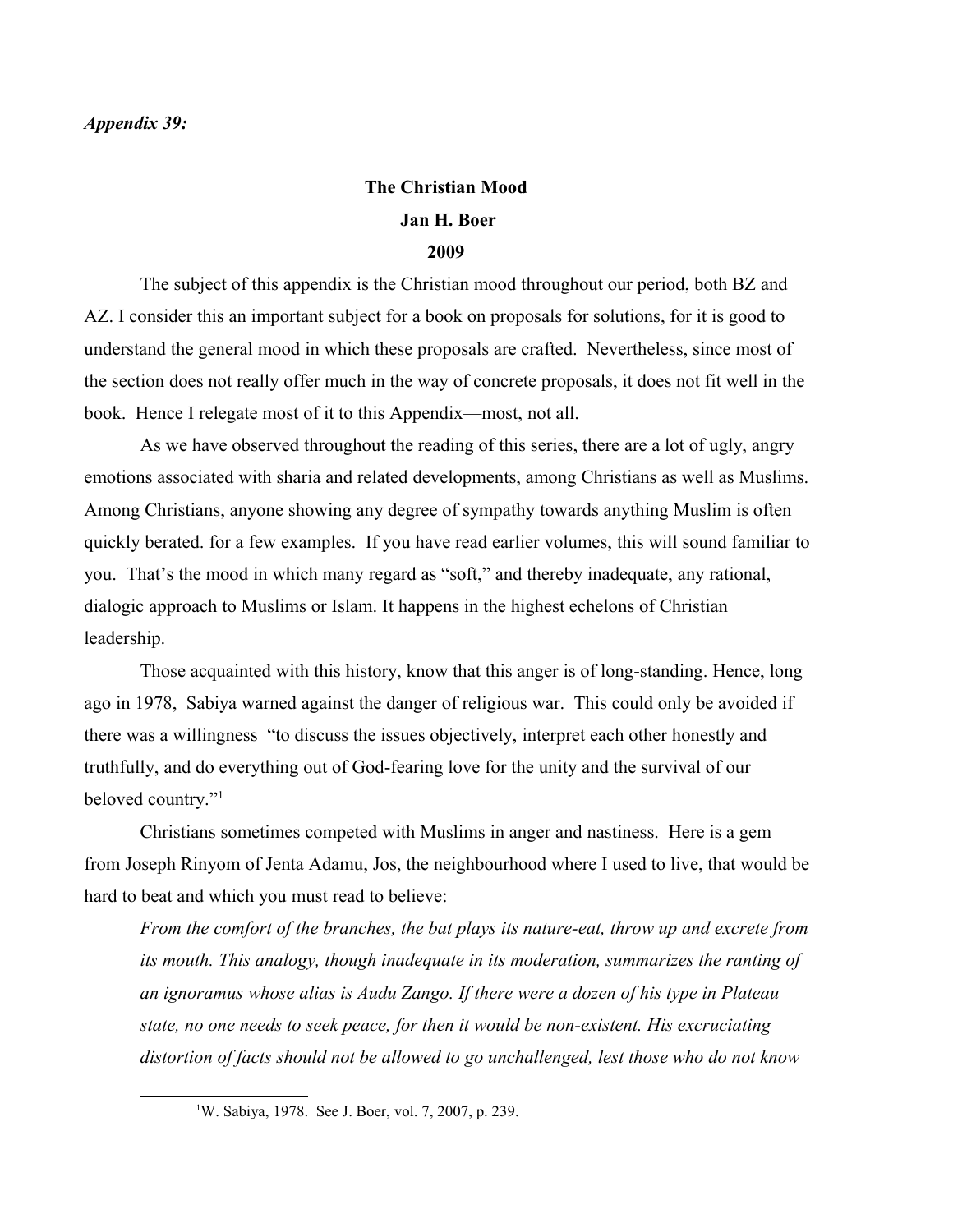***Appendix 39:***

**The Christian Mood**

**Jan H. Boer**

**2009**

The subject of this appendix is the Christian mood throughout our period, both BZ and AZ. I consider this an important subject for a book on proposals for solutions, for it is good to understand the general mood in which these proposals are crafted. Nevertheless, since most of the section does not really offer much in the way of concrete proposals, it does not fit well in the book. Hence I relegate most of it to this Appendix—most, not all.

As we have observed throughout the reading of this series, there are a lot of ugly, angry emotions associated with sharia and related developments, among Christians as well as Muslims. Among Christians, anyone showing any degree of sympathy towards anything Muslim is often quickly berated. for a few examples. If you have read earlier volumes, this will sound familiar to you. That's the mood in which many regard as "soft," and thereby inadequate, any rational, dialogic approach to Muslims or Islam. It happens in the highest echelons of Christian leadership.

Those acquainted with this history, know that this anger is of long-standing. Hence, long ago in 1978, Sabiya warned against the danger of religious war. This could only be avoided if there was a willingness "to discuss the issues objectively, interpret each other honestly and truthfully, and do everything out of God-fearing love for the unity and the survival of our beloved country."[1]

Christians sometimes competed with Muslims in anger and nastiness. Here is a gem from Joseph Rinyom of Jenta Adamu, Jos, the neighbourhood where I used to live, that would be hard to beat and which you must read to believe:

> *From the comfort of the branches, the bat plays its nature-eat, throw up and excrete from its mouth. This analogy, though inadequate in its moderation, summarizes the ranting of an ignoramus whose alias is Audu Zango. If there were a dozen of his type in Plateau state, no one needs to seek peace, for then it would be non-existent. His excruciating distortion of facts should not be allowed to go unchallenged, lest those who do not know*

[1] W. Sabiya, 1978. See J. Boer, vol. 7, 2007, p. 239.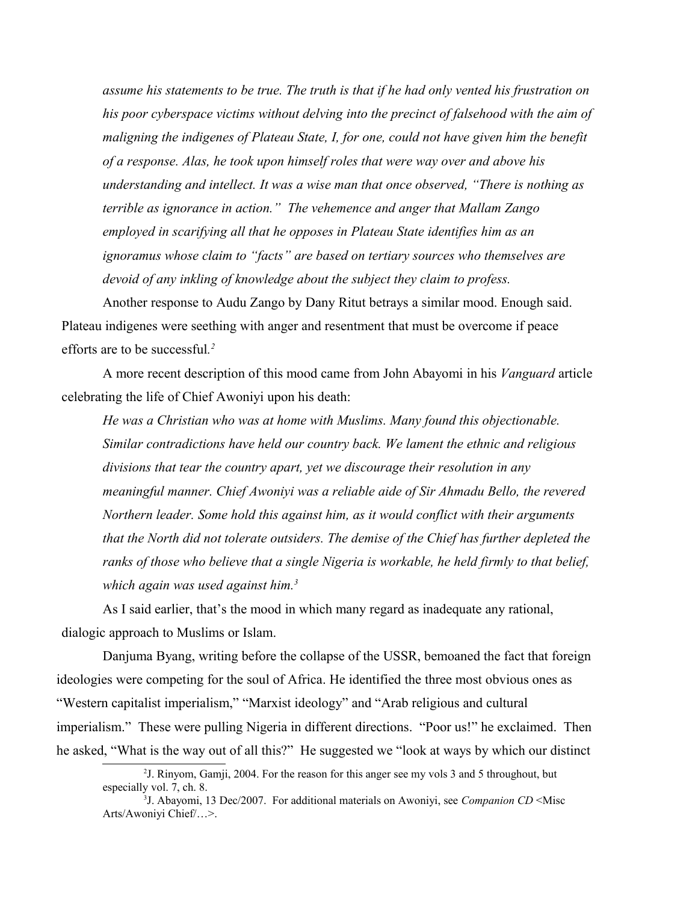*assume his statements to be true. The truth is that if he had only vented his frustration on his poor cyberspace victims without delving into the precinct of falsehood with the aim of maligning the indigenes of Plateau State, I, for one, could not have given him the benefit of a response. Alas, he took upon himself roles that were way over and above his understanding and intellect. It was a wise man that once observed, "There is nothing as terrible as ignorance in action." The vehemence and anger that Mallam Zango employed in scarifying all that he opposes in Plateau State identifies him as an ignoramus whose claim to "facts" are based on tertiary sources who themselves are devoid of any inkling of knowledge about the subject they claim to profess.*

Another response to Audu Zango by Dany Ritut betrays a similar mood. Enough said. Plateau indigenes were seething with anger and resentment that must be overcome if peace efforts are to be successful.[2]

A more recent description of this mood came from John Abayomi in his *Vanguard* article celebrating the life of Chief Awoniyi upon his death:

*He was a Christian who was at home with Muslims. Many found this objectionable. Similar contradictions have held our country back. We lament the ethnic and religious divisions that tear the country apart, yet we discourage their resolution in any meaningful manner. Chief Awoniyi was a reliable aide of Sir Ahmadu Bello, the revered Northern leader. Some hold this against him, as it would conflict with their arguments that the North did not tolerate outsiders. The demise of the Chief has further depleted the ranks of those who believe that a single Nigeria is workable, he held firmly to that belief, which again was used against him.*[3]

As I said earlier, that's the mood in which many regard as inadequate any rational, dialogic approach to Muslims or Islam.

Danjuma Byang, writing before the collapse of the USSR, bemoaned the fact that foreign ideologies were competing for the soul of Africa. He identified the three most obvious ones as "Western capitalist imperialism," "Marxist ideology" and "Arab religious and cultural imperialism." These were pulling Nigeria in different directions. "Poor us!" he exclaimed. Then he asked, "What is the way out of all this?" He suggested we "look at ways by which our distinct

---

[2] J. Rinyom, Gamji, 2004. For the reason for this anger see my vols 3 and 5 throughout, but especially vol. 7, ch. 8.

[3] J. Abayomi, 13 Dec/2007. For additional materials on Awoniyi, see *Companion CD* <Misc Arts/Awoniyi Chief/…>.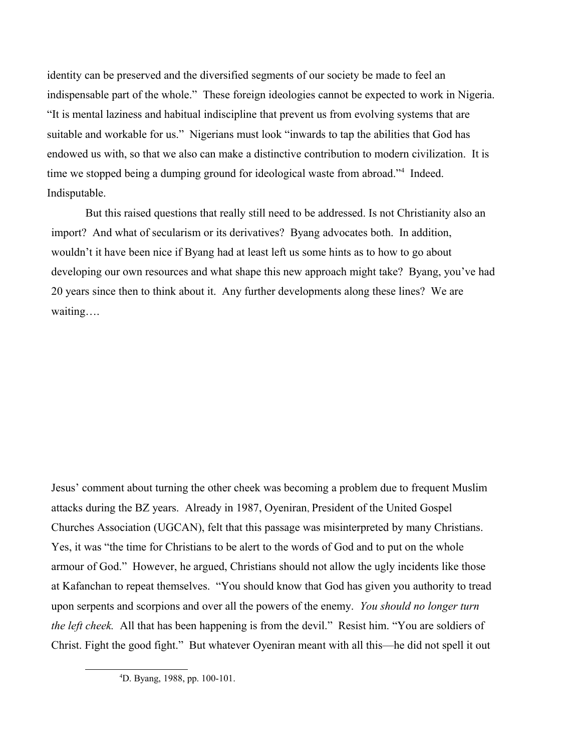identity can be preserved and the diversified segments of our society be made to feel an indispensable part of the whole." These foreign ideologies cannot be expected to work in Nigeria. "It is mental laziness and habitual indiscipline that prevent us from evolving systems that are suitable and workable for us." Nigerians must look "inwards to tap the abilities that God has endowed us with, so that we also can make a distinctive contribution to modern civilization. It is time we stopped being a dumping ground for ideological waste from abroad."[4] Indeed. Indisputable.

But this raised questions that really still need to be addressed. Is not Christianity also an import? And what of secularism or its derivatives? Byang advocates both. In addition, wouldn't it have been nice if Byang had at least left us some hints as to how to go about developing our own resources and what shape this new approach might take? Byang, you've had 20 years since then to think about it. Any further developments along these lines? We are waiting….

Jesus' comment about turning the other cheek was becoming a problem due to frequent Muslim attacks during the BZ years. Already in 1987, Oyeniran, President of the United Gospel Churches Association (UGCAN), felt that this passage was misinterpreted by many Christians. Yes, it was "the time for Christians to be alert to the words of God and to put on the whole armour of God." However, he argued, Christians should not allow the ugly incidents like those at Kafanchan to repeat themselves. "You should know that God has given you authority to tread upon serpents and scorpions and over all the powers of the enemy. *You should no longer turn the left cheek.* All that has been happening is from the devil." Resist him. "You are soldiers of Christ. Fight the good fight." But whatever Oyeniran meant with all this—he did not spell it out

[4]D. Byang, 1988, pp. 100-101.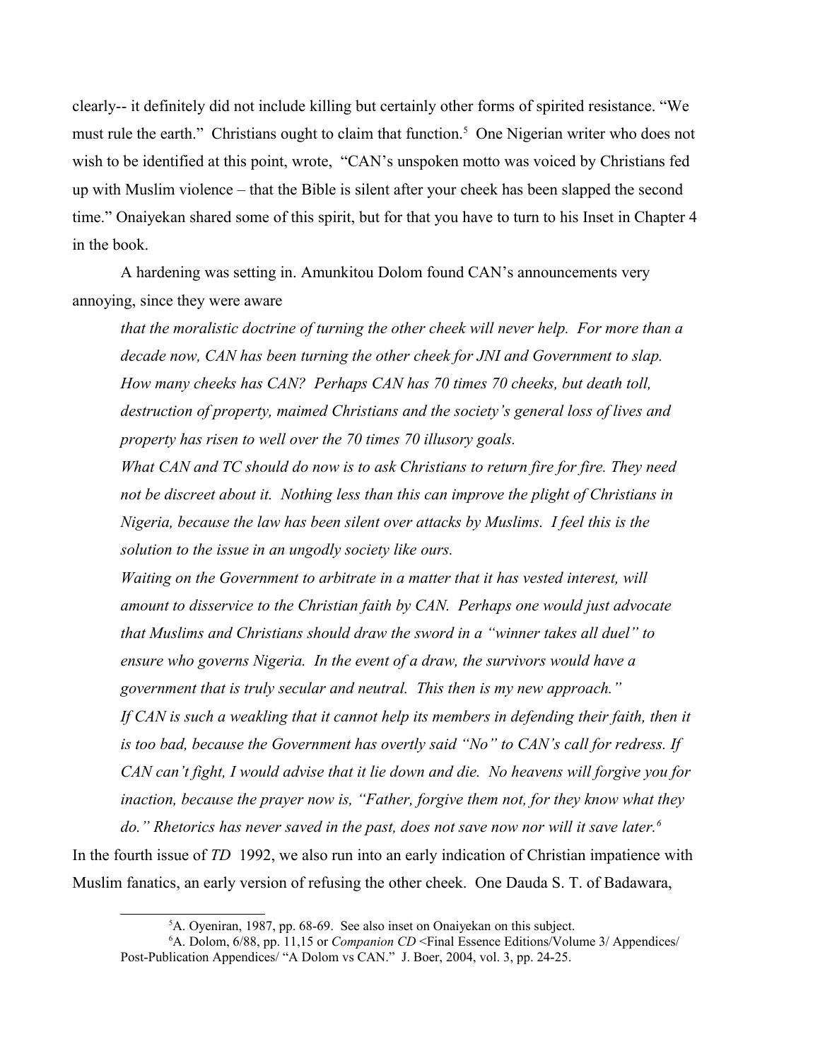clearly-- it definitely did not include killing but certainly other forms of spirited resistance. "We must rule the earth." Christians ought to claim that function.[5] One Nigerian writer who does not wish to be identified at this point, wrote, "CAN's unspoken motto was voiced by Christians fed up with Muslim violence – that the Bible is silent after your cheek has been slapped the second time." Onaiyekan shared some of this spirit, but for that you have to turn to his Inset in Chapter 4 in the book.

A hardening was setting in. Amunkitou Dolom found CAN's announcements very annoying, since they were aware

> *that the moralistic doctrine of turning the other cheek will never help. For more than a decade now, CAN has been turning the other cheek for JNI and Government to slap. How many cheeks has CAN? Perhaps CAN has 70 times 70 cheeks, but death toll, destruction of property, maimed Christians and the society's general loss of lives and property has risen to well over the 70 times 70 illusory goals.*
>
> *What CAN and TC should do now is to ask Christians to return fire for fire. They need not be discreet about it. Nothing less than this can improve the plight of Christians in Nigeria, because the law has been silent over attacks by Muslims. I feel this is the solution to the issue in an ungodly society like ours.*
>
> *Waiting on the Government to arbitrate in a matter that it has vested interest, will amount to disservice to the Christian faith by CAN. Perhaps one would just advocate that Muslims and Christians should draw the sword in a "winner takes all duel" to ensure who governs Nigeria. In the event of a draw, the survivors would have a government that is truly secular and neutral. This then is my new approach."*
>
> *If CAN is such a weakling that it cannot help its members in defending their faith, then it is too bad, because the Government has overtly said "No" to CAN's call for redress. If CAN can't fight, I would advise that it lie down and die. No heavens will forgive you for inaction, because the prayer now is, "Father, forgive them not, for they know what they do." Rhetorics has never saved in the past, does not save now nor will it save later.*[6]

In the fourth issue of *TD* 1992, we also run into an early indication of Christian impatience with Muslim fanatics, an early version of refusing the other cheek. One Dauda S. T. of Badawara,

---

[5] A. Oyeniran, 1987, pp. 68-69. See also inset on Onaiyekan on this subject.

[6] A. Dolom, 6/88, pp. 11,15 or *Companion CD* <Final Essence Editions/Volume 3/ Appendices/ Post-Publication Appendices/ "A Dolom vs CAN." J. Boer, 2004, vol. 3, pp. 24-25.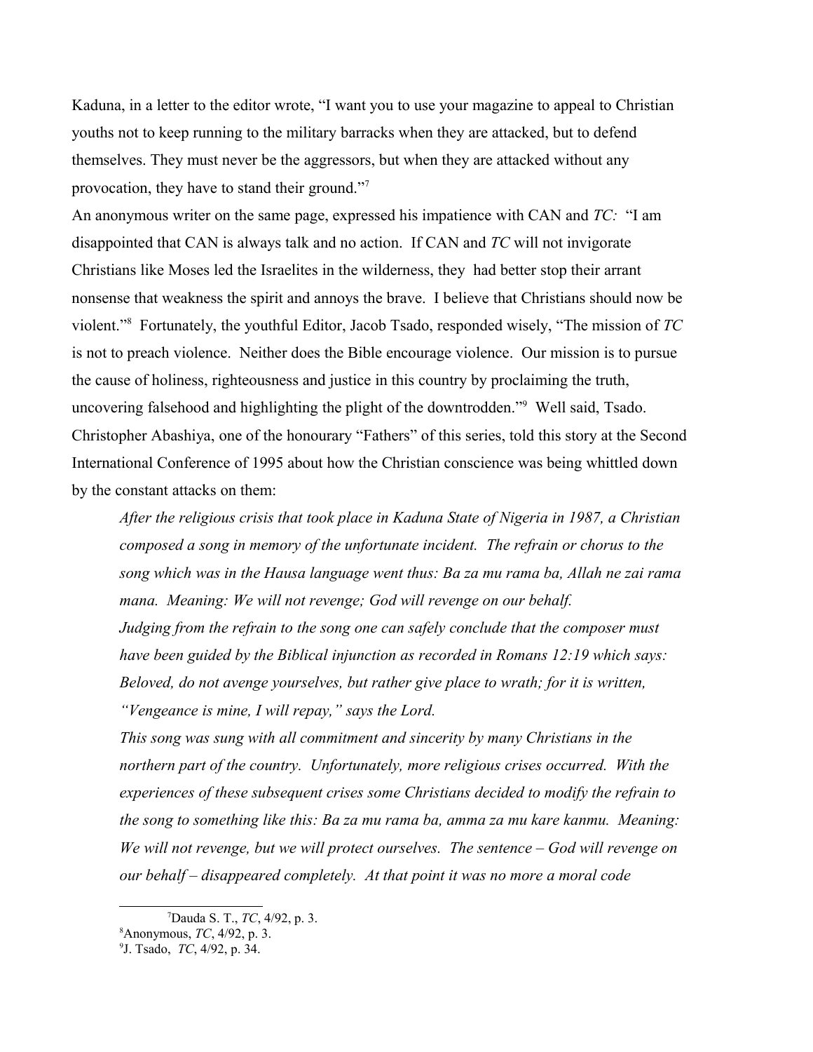Kaduna, in a letter to the editor wrote, "I want you to use your magazine to appeal to Christian youths not to keep running to the military barracks when they are attacked, but to defend themselves. They must never be the aggressors, but when they are attacked without any provocation, they have to stand their ground."[7]

An anonymous writer on the same page, expressed his impatience with CAN and *TC:* "I am disappointed that CAN is always talk and no action. If CAN and *TC* will not invigorate Christians like Moses led the Israelites in the wilderness, they had better stop their arrant nonsense that weakness the spirit and annoys the brave. I believe that Christians should now be violent."[8] Fortunately, the youthful Editor, Jacob Tsado, responded wisely, "The mission of *TC* is not to preach violence. Neither does the Bible encourage violence. Our mission is to pursue the cause of holiness, righteousness and justice in this country by proclaiming the truth, uncovering falsehood and highlighting the plight of the downtrodden."[9] Well said, Tsado.

Christopher Abashiya, one of the honourary "Fathers" of this series, told this story at the Second International Conference of 1995 about how the Christian conscience was being whittled down by the constant attacks on them:

> *After the religious crisis that took place in Kaduna State of Nigeria in 1987, a Christian composed a song in memory of the unfortunate incident. The refrain or chorus to the song which was in the Hausa language went thus: Ba za mu rama ba, Allah ne zai rama mana. Meaning: We will not revenge; God will revenge on our behalf.*
>
> *Judging from the refrain to the song one can safely conclude that the composer must have been guided by the Biblical injunction as recorded in Romans 12:19 which says: Beloved, do not avenge yourselves, but rather give place to wrath; for it is written, "Vengeance is mine, I will repay," says the Lord.*
>
> *This song was sung with all commitment and sincerity by many Christians in the northern part of the country. Unfortunately, more religious crises occurred. With the experiences of these subsequent crises some Christians decided to modify the refrain to the song to something like this: Ba za mu rama ba, amma za mu kare kanmu. Meaning: We will not revenge, but we will protect ourselves. The sentence – God will revenge on our behalf – disappeared completely. At that point it was no more a moral code*

---

[7]Dauda S. T., *TC*, 4/92, p. 3.

[8]Anonymous, *TC*, 4/92, p. 3.

[9]J. Tsado, *TC*, 4/92, p. 34.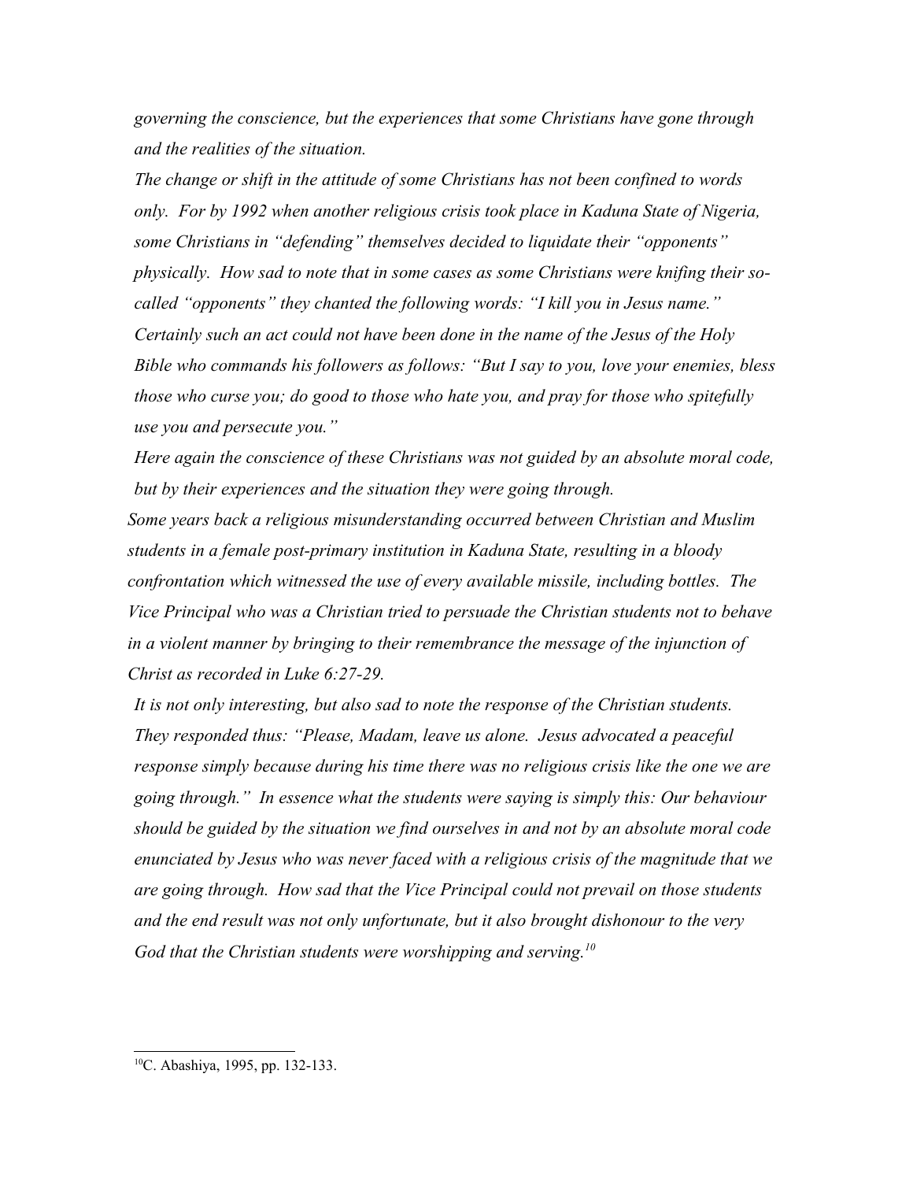*governing the conscience, but the experiences that some Christians have gone through and the realities of the situation.*

*The change or shift in the attitude of some Christians has not been confined to words only. For by 1992 when another religious crisis took place in Kaduna State of Nigeria, some Christians in "defending" themselves decided to liquidate their "opponents" physically. How sad to note that in some cases as some Christians were knifing their so-called "opponents" they chanted the following words: "I kill you in Jesus name." Certainly such an act could not have been done in the name of the Jesus of the Holy Bible who commands his followers as follows: "But I say to you, love your enemies, bless those who curse you; do good to those who hate you, and pray for those who spitefully use you and persecute you."*

*Here again the conscience of these Christians was not guided by an absolute moral code, but by their experiences and the situation they were going through.*

*Some years back a religious misunderstanding occurred between Christian and Muslim students in a female post-primary institution in Kaduna State, resulting in a bloody confrontation which witnessed the use of every available missile, including bottles. The Vice Principal who was a Christian tried to persuade the Christian students not to behave in a violent manner by bringing to their remembrance the message of the injunction of Christ as recorded in Luke 6:27-29.*

*It is not only interesting, but also sad to note the response of the Christian students. They responded thus: "Please, Madam, leave us alone. Jesus advocated a peaceful response simply because during his time there was no religious crisis like the one we are going through." In essence what the students were saying is simply this: Our behaviour should be guided by the situation we find ourselves in and not by an absolute moral code enunciated by Jesus who was never faced with a religious crisis of the magnitude that we are going through. How sad that the Vice Principal could not prevail on those students and the end result was not only unfortunate, but it also brought dishonour to the very God that the Christian students were worshipping and serving.*[10]

---

[10] C. Abashiya, 1995, pp. 132-133.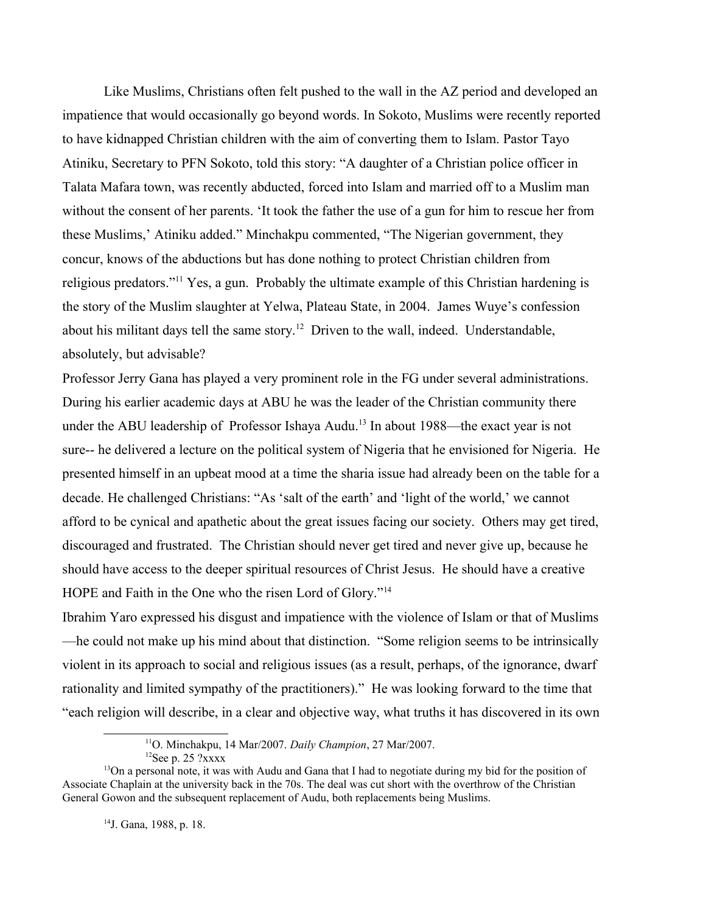Like Muslims, Christians often felt pushed to the wall in the AZ period and developed an impatience that would occasionally go beyond words. In Sokoto, Muslims were recently reported to have kidnapped Christian children with the aim of converting them to Islam. Pastor Tayo Atiniku, Secretary to PFN Sokoto, told this story: "A daughter of a Christian police officer in Talata Mafara town, was recently abducted, forced into Islam and married off to a Muslim man without the consent of her parents. 'It took the father the use of a gun for him to rescue her from these Muslims,' Atiniku added." Minchakpu commented, "The Nigerian government, they concur, knows of the abductions but has done nothing to protect Christian children from religious predators."[11] Yes, a gun. Probably the ultimate example of this Christian hardening is the story of the Muslim slaughter at Yelwa, Plateau State, in 2004. James Wuye's confession about his militant days tell the same story.[12] Driven to the wall, indeed. Understandable, absolutely, but advisable?

Professor Jerry Gana has played a very prominent role in the FG under several administrations. During his earlier academic days at ABU he was the leader of the Christian community there under the ABU leadership of Professor Ishaya Audu.[13] In about 1988—the exact year is not sure-- he delivered a lecture on the political system of Nigeria that he envisioned for Nigeria. He presented himself in an upbeat mood at a time the sharia issue had already been on the table for a decade. He challenged Christians: "As 'salt of the earth' and 'light of the world,' we cannot afford to be cynical and apathetic about the great issues facing our society. Others may get tired, discouraged and frustrated. The Christian should never get tired and never give up, because he should have access to the deeper spiritual resources of Christ Jesus. He should have a creative HOPE and Faith in the One who the risen Lord of Glory."[14]

Ibrahim Yaro expressed his disgust and impatience with the violence of Islam or that of Muslims —he could not make up his mind about that distinction. "Some religion seems to be intrinsically violent in its approach to social and religious issues (as a result, perhaps, of the ignorance, dwarf rationality and limited sympathy of the practitioners)." He was looking forward to the time that "each religion will describe, in a clear and objective way, what truths it has discovered in its own

---

[11] O. Minchakpu, 14 Mar/2007. *Daily Champion*, 27 Mar/2007.

[12] See p. 25 ?xxxx

[13] On a personal note, it was with Audu and Gana that I had to negotiate during my bid for the position of Associate Chaplain at the university back in the 70s. The deal was cut short with the overthrow of the Christian General Gowon and the subsequent replacement of Audu, both replacements being Muslims.

[14] J. Gana, 1988, p. 18.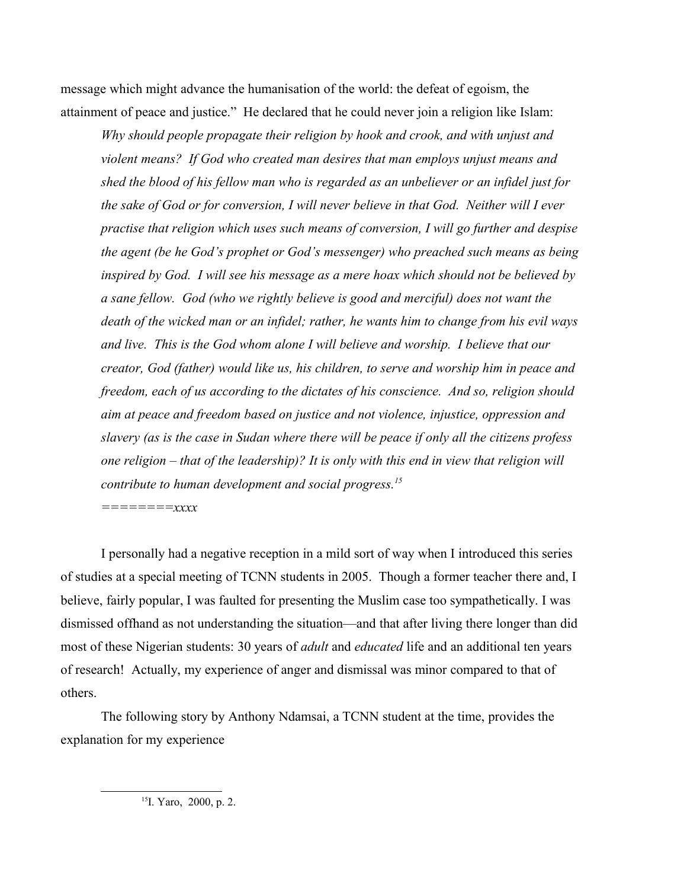message which might advance the humanisation of the world: the defeat of egoism, the attainment of peace and justice." He declared that he could never join a religion like Islam:

> *Why should people propagate their religion by hook and crook, and with unjust and violent means? If God who created man desires that man employs unjust means and shed the blood of his fellow man who is regarded as an unbeliever or an infidel just for the sake of God or for conversion, I will never believe in that God. Neither will I ever practise that religion which uses such means of conversion, I will go further and despise the agent (be he God's prophet or God's messenger) who preached such means as being inspired by God. I will see his message as a mere hoax which should not be believed by a sane fellow. God (who we rightly believe is good and merciful) does not want the death of the wicked man or an infidel; rather, he wants him to change from his evil ways and live. This is the God whom alone I will believe and worship. I believe that our creator, God (father) would like us, his children, to serve and worship him in peace and freedom, each of us according to the dictates of his conscience. And so, religion should aim at peace and freedom based on justice and not violence, injustice, oppression and slavery (as is the case in Sudan where there will be peace if only all the citizens profess one religion – that of the leadership)? It is only with this end in view that religion will contribute to human development and social progress.*[15]
>
> *========xxxx*

I personally had a negative reception in a mild sort of way when I introduced this series of studies at a special meeting of TCNN students in 2005. Though a former teacher there and, I believe, fairly popular, I was faulted for presenting the Muslim case too sympathetically. I was dismissed offhand as not understanding the situation—and that after living there longer than did most of these Nigerian students: 30 years of *adult* and *educated* life and an additional ten years of research! Actually, my experience of anger and dismissal was minor compared to that of others.

The following story by Anthony Ndamsai, a TCNN student at the time, provides the explanation for my experience

---

[15] I. Yaro, 2000, p. 2.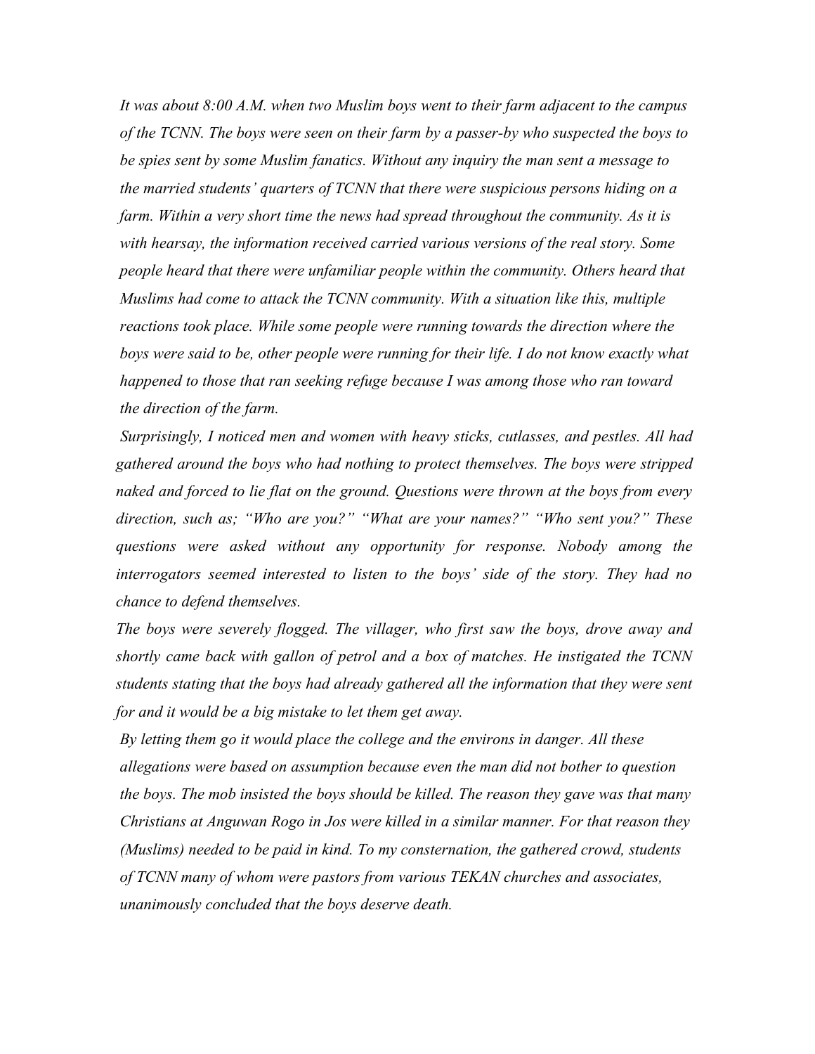*It was about 8:00 A.M. when two Muslim boys went to their farm adjacent to the campus of the TCNN. The boys were seen on their farm by a passer-by who suspected the boys to be spies sent by some Muslim fanatics. Without any inquiry the man sent a message to the married students' quarters of TCNN that there were suspicious persons hiding on a farm. Within a very short time the news had spread throughout the community. As it is with hearsay, the information received carried various versions of the real story. Some people heard that there were unfamiliar people within the community. Others heard that Muslims had come to attack the TCNN community. With a situation like this, multiple reactions took place. While some people were running towards the direction where the boys were said to be, other people were running for their life. I do not know exactly what happened to those that ran seeking refuge because I was among those who ran toward the direction of the farm.*

*Surprisingly, I noticed men and women with heavy sticks, cutlasses, and pestles. All had gathered around the boys who had nothing to protect themselves. The boys were stripped naked and forced to lie flat on the ground. Questions were thrown at the boys from every direction, such as; "Who are you?" "What are your names?" "Who sent you?" These questions were asked without any opportunity for response. Nobody among the interrogators seemed interested to listen to the boys' side of the story. They had no chance to defend themselves.*

*The boys were severely flogged. The villager, who first saw the boys, drove away and shortly came back with gallon of petrol and a box of matches. He instigated the TCNN students stating that the boys had already gathered all the information that they were sent for and it would be a big mistake to let them get away.*

*By letting them go it would place the college and the environs in danger. All these allegations were based on assumption because even the man did not bother to question the boys. The mob insisted the boys should be killed. The reason they gave was that many Christians at Anguwan Rogo in Jos were killed in a similar manner. For that reason they (Muslims) needed to be paid in kind. To my consternation, the gathered crowd, students of TCNN many of whom were pastors from various TEKAN churches and associates, unanimously concluded that the boys deserve death.*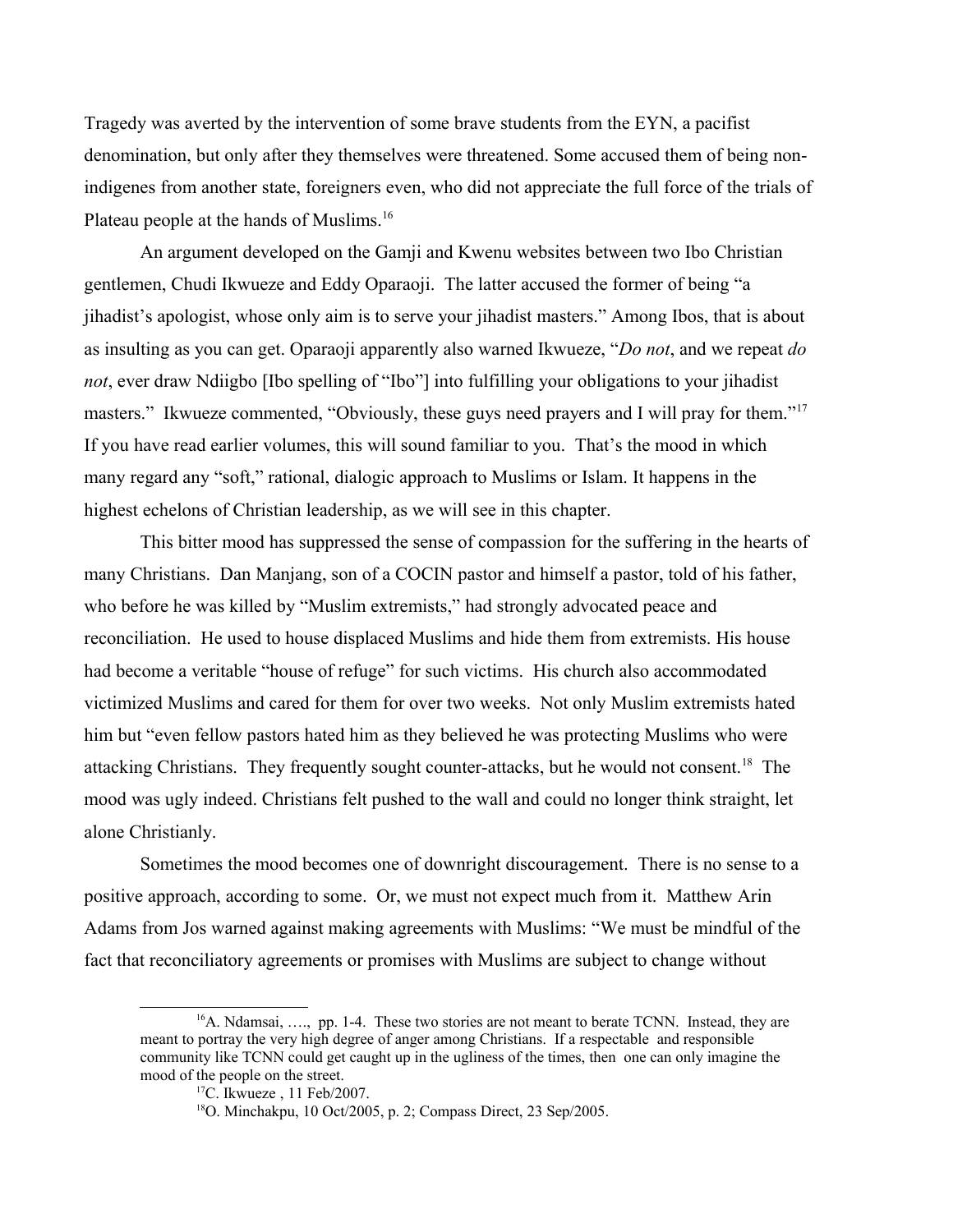Tragedy was averted by the intervention of some brave students from the EYN, a pacifist denomination, but only after they themselves were threatened. Some accused them of being non-indigenes from another state, foreigners even, who did not appreciate the full force of the trials of Plateau people at the hands of Muslims.[16]

An argument developed on the Gamji and Kwenu websites between two Ibo Christian gentlemen, Chudi Ikwueze and Eddy Oparaoji. The latter accused the former of being "a jihadist's apologist, whose only aim is to serve your jihadist masters." Among Ibos, that is about as insulting as you can get. Oparaoji apparently also warned Ikwueze, "*Do not*, and we repeat *do not*, ever draw Ndiigbo [Ibo spelling of "Ibo"] into fulfilling your obligations to your jihadist masters." Ikwueze commented, "Obviously, these guys need prayers and I will pray for them."[17] If you have read earlier volumes, this will sound familiar to you. That's the mood in which many regard any "soft," rational, dialogic approach to Muslims or Islam. It happens in the highest echelons of Christian leadership, as we will see in this chapter.

This bitter mood has suppressed the sense of compassion for the suffering in the hearts of many Christians. Dan Manjang, son of a COCIN pastor and himself a pastor, told of his father, who before he was killed by "Muslim extremists," had strongly advocated peace and reconciliation. He used to house displaced Muslims and hide them from extremists. His house had become a veritable "house of refuge" for such victims. His church also accommodated victimized Muslims and cared for them for over two weeks. Not only Muslim extremists hated him but "even fellow pastors hated him as they believed he was protecting Muslims who were attacking Christians. They frequently sought counter-attacks, but he would not consent.[18] The mood was ugly indeed. Christians felt pushed to the wall and could no longer think straight, let alone Christianly.

Sometimes the mood becomes one of downright discouragement. There is no sense to a positive approach, according to some. Or, we must not expect much from it. Matthew Arin Adams from Jos warned against making agreements with Muslims: "We must be mindful of the fact that reconciliatory agreements or promises with Muslims are subject to change without

---

[16] A. Ndamsai, …., pp. 1-4. These two stories are not meant to berate TCNN. Instead, they are meant to portray the very high degree of anger among Christians. If a respectable and responsible community like TCNN could get caught up in the ugliness of the times, then one can only imagine the mood of the people on the street.

[17] C. Ikwueze , 11 Feb/2007.

[18] O. Minchakpu, 10 Oct/2005, p. 2; Compass Direct, 23 Sep/2005.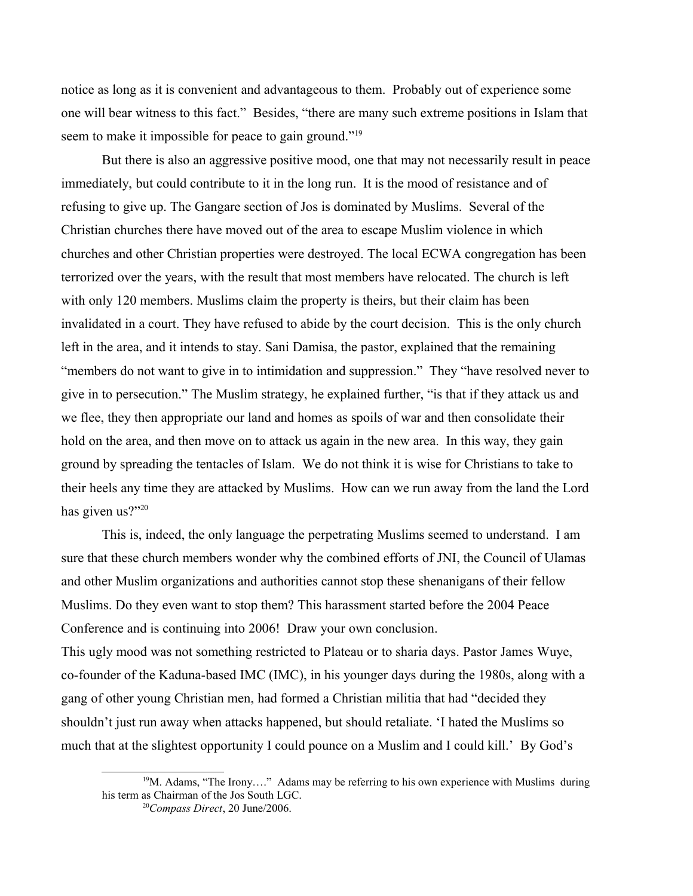notice as long as it is convenient and advantageous to them. Probably out of experience some one will bear witness to this fact." Besides, "there are many such extreme positions in Islam that seem to make it impossible for peace to gain ground."[19]

But there is also an aggressive positive mood, one that may not necessarily result in peace immediately, but could contribute to it in the long run. It is the mood of resistance and of refusing to give up. The Gangare section of Jos is dominated by Muslims. Several of the Christian churches there have moved out of the area to escape Muslim violence in which churches and other Christian properties were destroyed. The local ECWA congregation has been terrorized over the years, with the result that most members have relocated. The church is left with only 120 members. Muslims claim the property is theirs, but their claim has been invalidated in a court. They have refused to abide by the court decision. This is the only church left in the area, and it intends to stay. Sani Damisa, the pastor, explained that the remaining "members do not want to give in to intimidation and suppression." They "have resolved never to give in to persecution." The Muslim strategy, he explained further, "is that if they attack us and we flee, they then appropriate our land and homes as spoils of war and then consolidate their hold on the area, and then move on to attack us again in the new area. In this way, they gain ground by spreading the tentacles of Islam. We do not think it is wise for Christians to take to their heels any time they are attacked by Muslims. How can we run away from the land the Lord has given us?"[20]

This is, indeed, the only language the perpetrating Muslims seemed to understand. I am sure that these church members wonder why the combined efforts of JNI, the Council of Ulamas and other Muslim organizations and authorities cannot stop these shenanigans of their fellow Muslims. Do they even want to stop them? This harassment started before the 2004 Peace Conference and is continuing into 2006! Draw your own conclusion.

This ugly mood was not something restricted to Plateau or to sharia days. Pastor James Wuye, co-founder of the Kaduna-based IMC (IMC), in his younger days during the 1980s, along with a gang of other young Christian men, had formed a Christian militia that had "decided they shouldn't just run away when attacks happened, but should retaliate. 'I hated the Muslims so much that at the slightest opportunity I could pounce on a Muslim and I could kill.' By God's

[19] M. Adams, "The Irony…." Adams may be referring to his own experience with Muslims during his term as Chairman of the Jos South LGC.

[20] *Compass Direct*, 20 June/2006.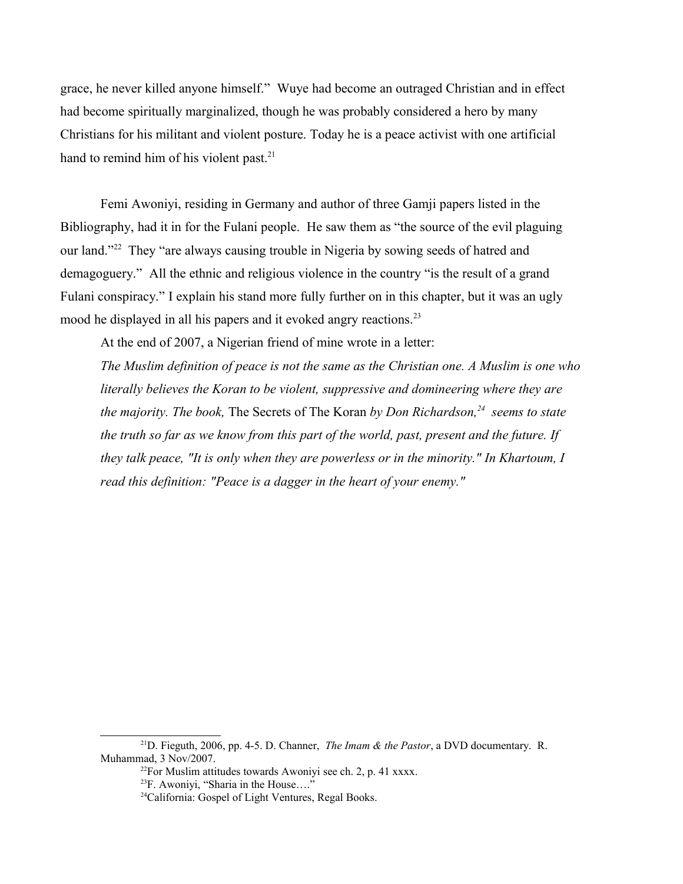grace, he never killed anyone himself." Wuye had become an outraged Christian and in effect had become spiritually marginalized, though he was probably considered a hero by many Christians for his militant and violent posture. Today he is a peace activist with one artificial hand to remind him of his violent past.[21]

Femi Awoniyi, residing in Germany and author of three Gamji papers listed in the Bibliography, had it in for the Fulani people. He saw them as "the source of the evil plaguing our land."[22] They "are always causing trouble in Nigeria by sowing seeds of hatred and demagoguery." All the ethnic and religious violence in the country "is the result of a grand Fulani conspiracy." I explain his stand more fully further on in this chapter, but it was an ugly mood he displayed in all his papers and it evoked angry reactions.[23]

At the end of 2007, a Nigerian friend of mine wrote in a letter:

> *The Muslim definition of peace is not the same as the Christian one. A Muslim is one who literally believes the Koran to be violent, suppressive and domineering where they are the majority. The book,* The Secrets of The Koran *by Don Richardson,*[24] *seems to state the truth so far as we know from this part of the world, past, present and the future. If they talk peace, "It is only when they are powerless or in the minority." In Khartoum, I read this definition: "Peace is a dagger in the heart of your enemy."*

---

[21] D. Fieguth, 2006, pp. 4-5. D. Channer, *The Imam & the Pastor*, a DVD documentary. R. Muhammad, 3 Nov/2007.

[22] For Muslim attitudes towards Awoniyi see ch. 2, p. 41 xxxx.

[23] F. Awoniyi, "Sharia in the House…."

[24] California: Gospel of Light Ventures, Regal Books.